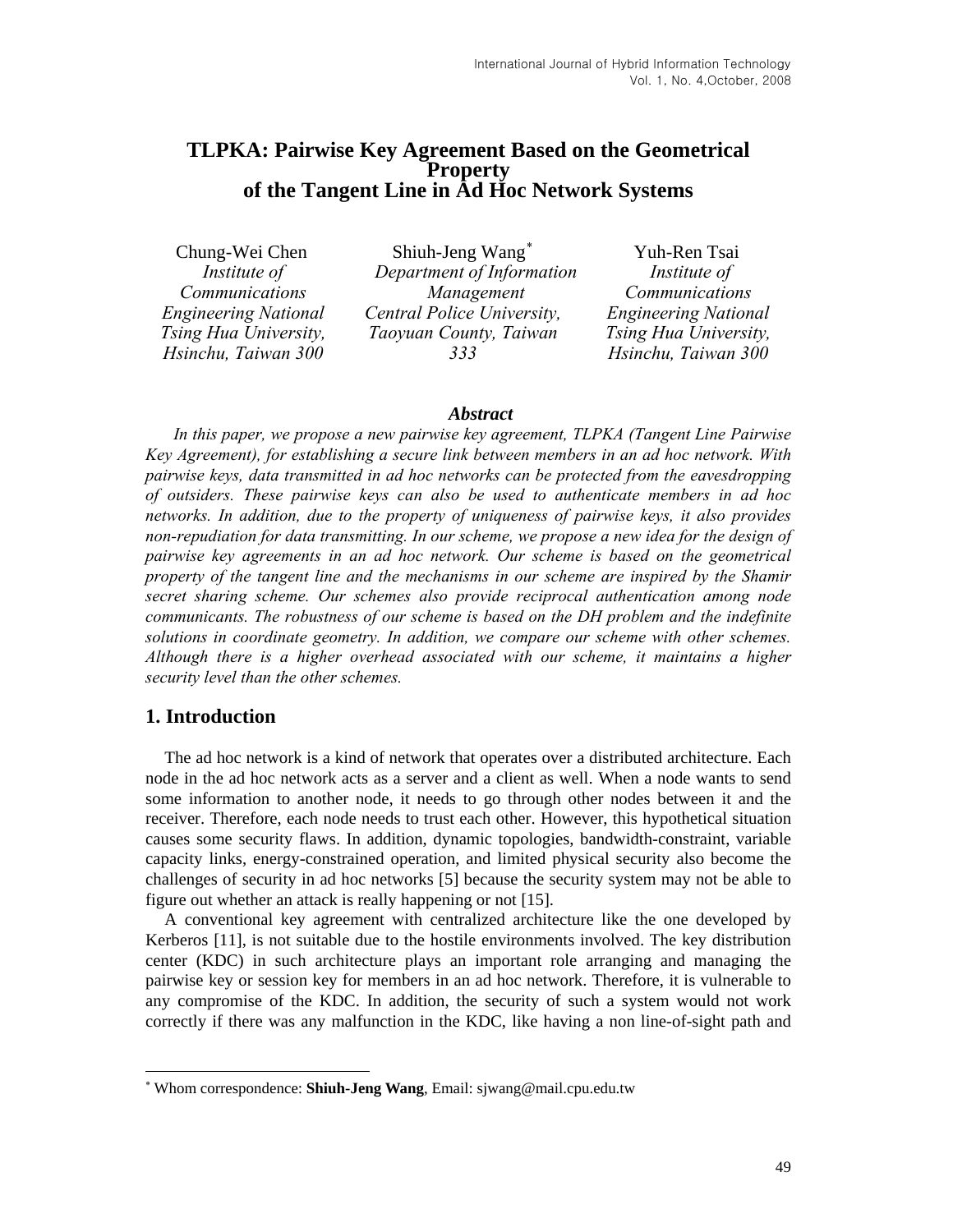# TLPKA: Pairwise Key Agreement Based on the Geometrical Property of the Tangent Line in Ad Hoc Network Systems

Chung-Wei Chen
*Institute of Communications Engineering National Tsing Hua University, Hsinchu, Taiwan 300*

Shiuh-Jeng Wang*
*Department of Information Management Central Police University, Taoyuan County, Taiwan 333*

Yuh-Ren Tsai
*Institute of Communications Engineering National Tsing Hua University, Hsinchu, Taiwan 300*

### *Abstract*

*In this paper, we propose a new pairwise key agreement, TLPKA (Tangent Line Pairwise Key Agreement), for establishing a secure link between members in an ad hoc network. With pairwise keys, data transmitted in ad hoc networks can be protected from the eavesdropping of outsiders. These pairwise keys can also be used to authenticate members in ad hoc networks. In addition, due to the property of uniqueness of pairwise keys, it also provides non-repudiation for data transmitting. In our scheme, we propose a new idea for the design of pairwise key agreements in an ad hoc network. Our scheme is based on the geometrical property of the tangent line and the mechanisms in our scheme are inspired by the Shamir secret sharing scheme. Our schemes also provide reciprocal authentication among node communicants. The robustness of our scheme is based on the DH problem and the indefinite solutions in coordinate geometry. In addition, we compare our scheme with other schemes. Although there is a higher overhead associated with our scheme, it maintains a higher security level than the other schemes.*

## 1. Introduction

The ad hoc network is a kind of network that operates over a distributed architecture. Each node in the ad hoc network acts as a server and a client as well. When a node wants to send some information to another node, it needs to go through other nodes between it and the receiver. Therefore, each node needs to trust each other. However, this hypothetical situation causes some security flaws. In addition, dynamic topologies, bandwidth-constraint, variable capacity links, energy-constrained operation, and limited physical security also become the challenges of security in ad hoc networks [5] because the security system may not be able to figure out whether an attack is really happening or not [15].

A conventional key agreement with centralized architecture like the one developed by Kerberos [11], is not suitable due to the hostile environments involved. The key distribution center (KDC) in such architecture plays an important role arranging and managing the pairwise key or session key for members in an ad hoc network. Therefore, it is vulnerable to any compromise of the KDC. In addition, the security of such a system would not work correctly if there was any malfunction in the KDC, like having a non line-of-sight path and

---

* Whom correspondence: **Shiuh-Jeng Wang**, Email: sjwang@mail.cpu.edu.tw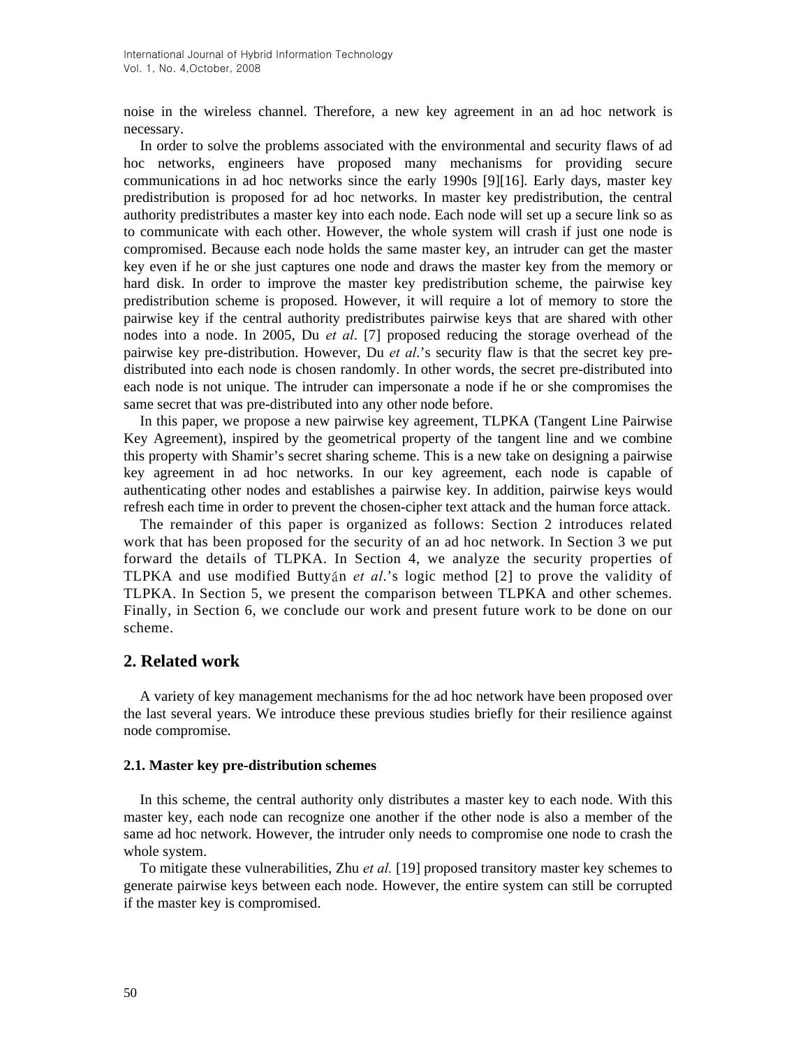noise in the wireless channel. Therefore, a new key agreement in an ad hoc network is necessary.

In order to solve the problems associated with the environmental and security flaws of ad hoc networks, engineers have proposed many mechanisms for providing secure communications in ad hoc networks since the early 1990s [9][16]. Early days, master key predistribution is proposed for ad hoc networks. In master key predistribution, the central authority predistributes a master key into each node. Each node will set up a secure link so as to communicate with each other. However, the whole system will crash if just one node is compromised. Because each node holds the same master key, an intruder can get the master key even if he or she just captures one node and draws the master key from the memory or hard disk. In order to improve the master key predistribution scheme, the pairwise key predistribution scheme is proposed. However, it will require a lot of memory to store the pairwise key if the central authority predistributes pairwise keys that are shared with other nodes into a node. In 2005, Du *et al*. [7] proposed reducing the storage overhead of the pairwise key pre-distribution. However, Du *et al*.'s security flaw is that the secret key pre-distributed into each node is chosen randomly. In other words, the secret pre-distributed into each node is not unique. The intruder can impersonate a node if he or she compromises the same secret that was pre-distributed into any other node before.

In this paper, we propose a new pairwise key agreement, TLPKA (Tangent Line Pairwise Key Agreement), inspired by the geometrical property of the tangent line and we combine this property with Shamir's secret sharing scheme. This is a new take on designing a pairwise key agreement in ad hoc networks. In our key agreement, each node is capable of authenticating other nodes and establishes a pairwise key. In addition, pairwise keys would refresh each time in order to prevent the chosen-cipher text attack and the human force attack.

The remainder of this paper is organized as follows: Section 2 introduces related work that has been proposed for the security of an ad hoc network. In Section 3 we put forward the details of TLPKA. In Section 4, we analyze the security properties of TLPKA and use modified Buttyán *et al*.'s logic method [2] to prove the validity of TLPKA. In Section 5, we present the comparison between TLPKA and other schemes. Finally, in Section 6, we conclude our work and present future work to be done on our scheme.

## 2. Related work

A variety of key management mechanisms for the ad hoc network have been proposed over the last several years. We introduce these previous studies briefly for their resilience against node compromise.

### 2.1. Master key pre-distribution schemes

In this scheme, the central authority only distributes a master key to each node. With this master key, each node can recognize one another if the other node is also a member of the same ad hoc network. However, the intruder only needs to compromise one node to crash the whole system.

To mitigate these vulnerabilities, Zhu *et al.* [19] proposed transitory master key schemes to generate pairwise keys between each node. However, the entire system can still be corrupted if the master key is compromised.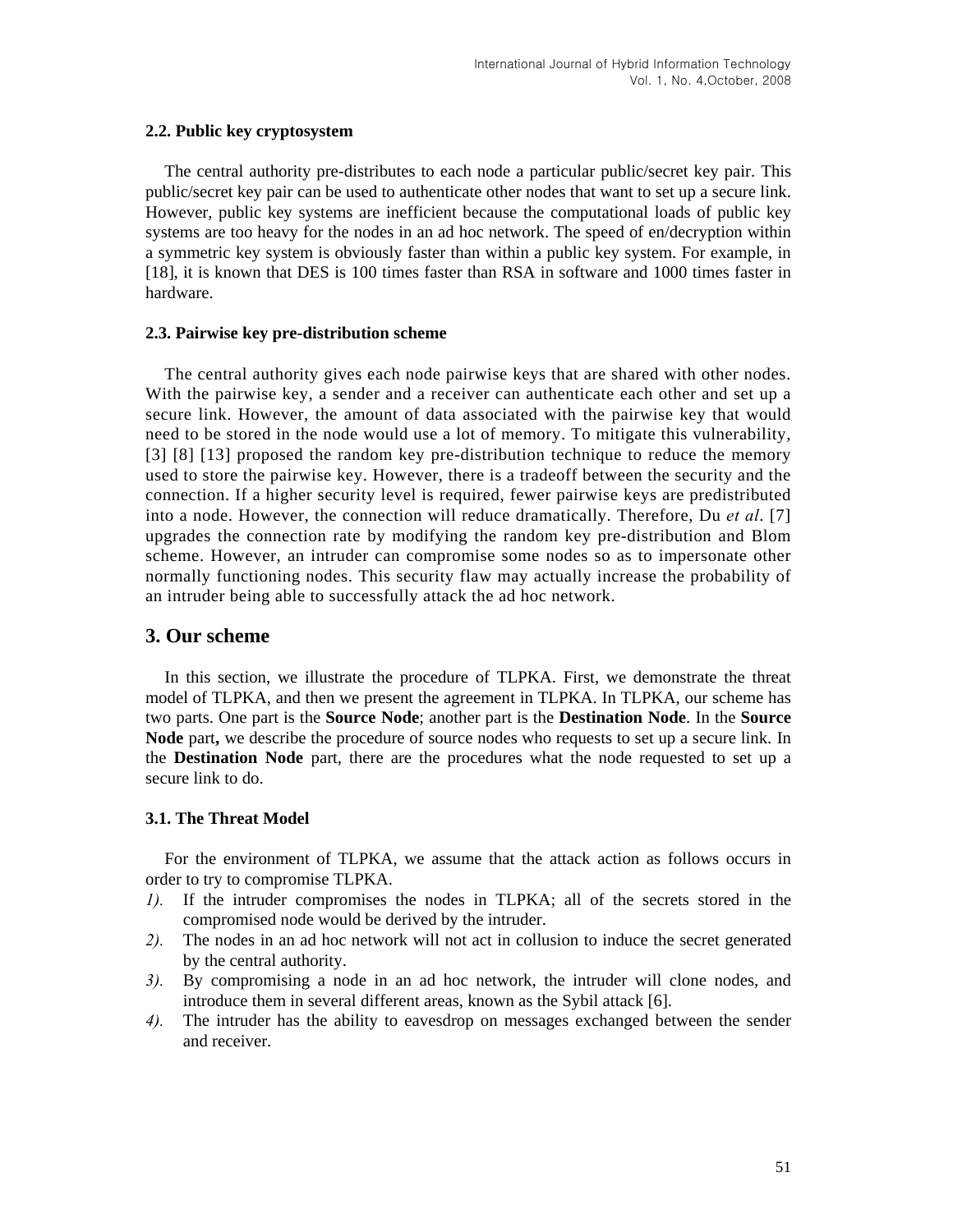### 2.2. Public key cryptosystem

The central authority pre-distributes to each node a particular public/secret key pair. This public/secret key pair can be used to authenticate other nodes that want to set up a secure link. However, public key systems are inefficient because the computational loads of public key systems are too heavy for the nodes in an ad hoc network. The speed of en/decryption within a symmetric key system is obviously faster than within a public key system. For example, in [18], it is known that DES is 100 times faster than RSA in software and 1000 times faster in hardware.

### 2.3. Pairwise key pre-distribution scheme

The central authority gives each node pairwise keys that are shared with other nodes. With the pairwise key, a sender and a receiver can authenticate each other and set up a secure link. However, the amount of data associated with the pairwise key that would need to be stored in the node would use a lot of memory. To mitigate this vulnerability, [3] [8] [13] proposed the random key pre-distribution technique to reduce the memory used to store the pairwise key. However, there is a tradeoff between the security and the connection. If a higher security level is required, fewer pairwise keys are predistributed into a node. However, the connection will reduce dramatically. Therefore, Du *et al*. [7] upgrades the connection rate by modifying the random key pre-distribution and Blom scheme. However, an intruder can compromise some nodes so as to impersonate other normally functioning nodes. This security flaw may actually increase the probability of an intruder being able to successfully attack the ad hoc network.

## 3. Our scheme

In this section, we illustrate the procedure of TLPKA. First, we demonstrate the threat model of TLPKA, and then we present the agreement in TLPKA. In TLPKA, our scheme has two parts. One part is the **Source Node**; another part is the **Destination Node**. In the **Source Node** part**,** we describe the procedure of source nodes who requests to set up a secure link. In the **Destination Node** part, there are the procedures what the node requested to set up a secure link to do.

### 3.1. The Threat Model

For the environment of TLPKA, we assume that the attack action as follows occurs in order to try to compromise TLPKA.

*1).* If the intruder compromises the nodes in TLPKA; all of the secrets stored in the compromised node would be derived by the intruder.

*2).* The nodes in an ad hoc network will not act in collusion to induce the secret generated by the central authority.

*3).* By compromising a node in an ad hoc network, the intruder will clone nodes, and introduce them in several different areas, known as the Sybil attack [6].

*4).* The intruder has the ability to eavesdrop on messages exchanged between the sender and receiver.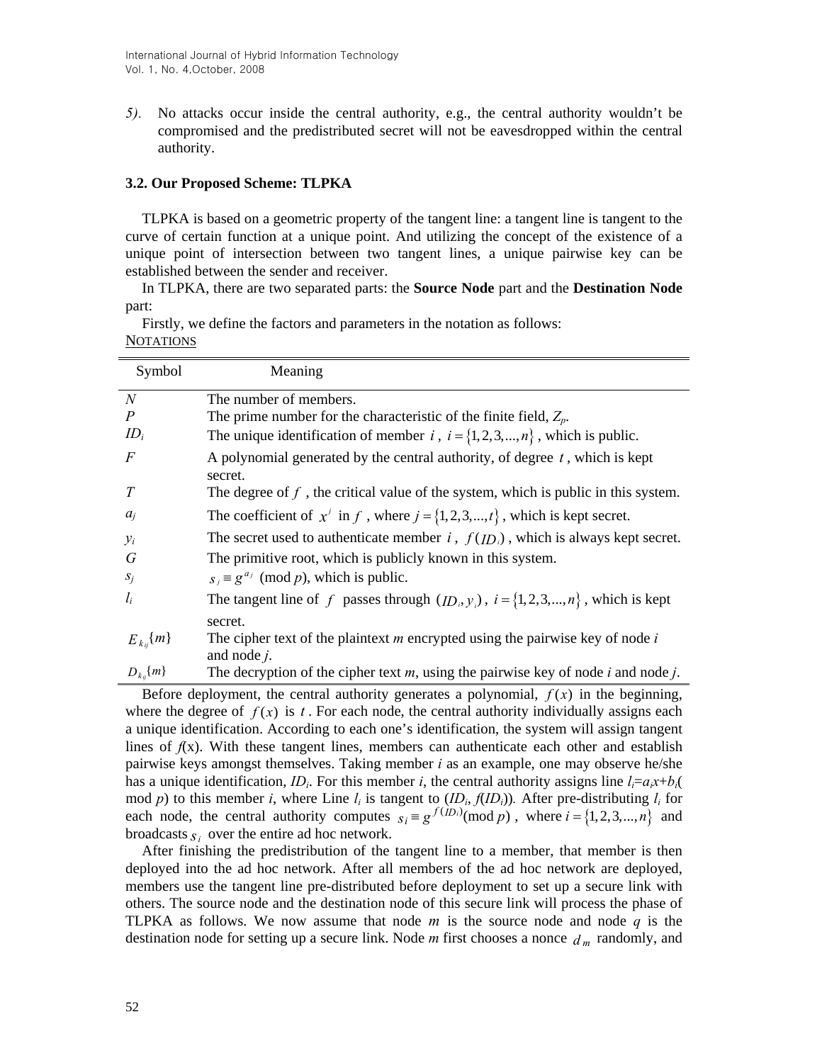5). No attacks occur inside the central authority, e.g., the central authority wouldn't be compromised and the predistributed secret will not be eavesdropped within the central authority.

### 3.2. Our Proposed Scheme: TLPKA

TLPKA is based on a geometric property of the tangent line: a tangent line is tangent to the curve of certain function at a unique point. And utilizing the concept of the existence of a unique point of intersection between two tangent lines, a unique pairwise key can be established between the sender and receiver.

In TLPKA, there are two separated parts: the **Source Node** part and the **Destination Node** part:

Firstly, we define the factors and parameters in the notation as follows:

NOTATIONS

| Symbol | Meaning |
|---|---|
| $N$ | The number of members. |
| $P$ | The prime number for the characteristic of the finite field, $Z_p$. |
| $ID_i$ | The unique identification of member $i$, $i = \{1, 2, 3, ..., n\}$, which is public. |
| $F$ | A polynomial generated by the central authority, of degree $t$, which is kept secret. |
| $T$ | The degree of $f$, the critical value of the system, which is public in this system. |
| $a_j$ | The coefficient of $x^j$ in $f$, where $j = \{1, 2, 3, ..., t\}$, which is kept secret. |
| $y_i$ | The secret used to authenticate member $i$, $f(ID_i)$, which is always kept secret. |
| $G$ | The primitive root, which is publicly known in this system. |
| $s_j$ | $s_j \equiv g^{a_j}$ (mod $p$), which is public. |
| $l_i$ | The tangent line of $f$ passes through $(ID_i, y_i)$, $i = \{1, 2, 3, ..., n\}$, which is kept secret. |
| $E_{k_{ij}}\{m\}$ | The cipher text of the plaintext $m$ encrypted using the pairwise key of node $i$ and node $j$. |
| $D_{k_{ij}}\{m\}$ | The decryption of the cipher text $m$, using the pairwise key of node $i$ and node $j$. |

Before deployment, the central authority generates a polynomial, $f(x)$ in the beginning, where the degree of $f(x)$ is $t$. For each node, the central authority individually assigns each a unique identification. According to each one's identification, the system will assign tangent lines of $f$(x). With these tangent lines, members can authenticate each other and establish pairwise keys amongst themselves. Taking member $i$ as an example, one may observe he/she has a unique identification, $ID_i$. For this member $i$, the central authority assigns line $l_i=a_ix+b_i$( mod $p$) to this member $i$, where Line $l_i$ is tangent to ($ID_i$, $f(ID_i)$). After pre-distributing $l_i$ for each node, the central authority computes $s_i \equiv g^{f(ID_i)}(\text{mod } p)$, where $i = \{1, 2, 3, ..., n\}$ and broadcasts $s_i$ over the entire ad hoc network.

After finishing the predistribution of the tangent line to a member, that member is then deployed into the ad hoc network. After all members of the ad hoc network are deployed, members use the tangent line pre-distributed before deployment to set up a secure link with others. The source node and the destination node of this secure link will process the phase of TLPKA as follows. We now assume that node $m$ is the source node and node $q$ is the destination node for setting up a secure link. Node $m$ first chooses a nonce $d_m$ randomly, and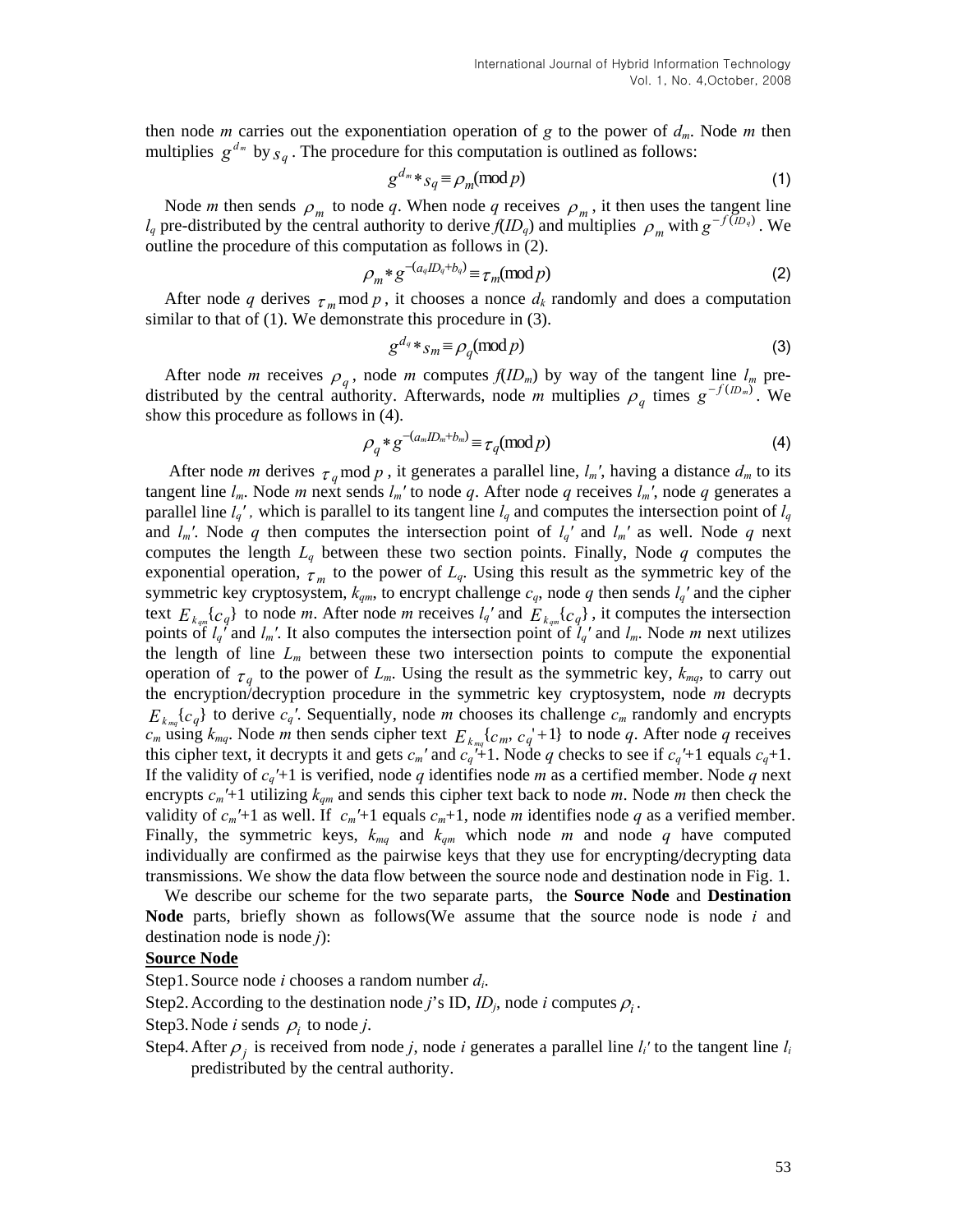then node $m$ carries out the exponentiation operation of $g$ to the power of $d_m$. Node $m$ then multiplies $g^{d_m}$ by $s_q$. The procedure for this computation is outlined as follows:

$$g^{d_m} * s_q \equiv \rho_m (\bmod p) \tag{1}$$

Node $m$ then sends $\rho_m$ to node $q$. When node $q$ receives $\rho_m$, it then uses the tangent line $l_q$ pre-distributed by the central authority to derive $f(ID_q)$ and multiplies $\rho_m$ with $g^{-f(ID_q)}$. We outline the procedure of this computation as follows in (2).

$$\rho_m * g^{-(a_q ID_q + b_q)} \equiv \tau_m (\bmod p) \tag{2}$$

After node $q$ derives $\tau_m \bmod p$, it chooses a nonce $d_k$ randomly and does a computation similar to that of (1). We demonstrate this procedure in (3).

$$g^{d_q} * s_m \equiv \rho_q (\bmod p) \tag{3}$$

After node $m$ receives $\rho_q$, node $m$ computes $f(ID_m)$ by way of the tangent line $l_m$ pre-distributed by the central authority. Afterwards, node $m$ multiplies $\rho_q$ times $g^{-f(ID_m)}$. We show this procedure as follows in (4).

$$\rho_q * g^{-(a_m ID_m + b_m)} \equiv \tau_q (\bmod p) \tag{4}$$

After node $m$ derives $\tau_q \bmod p$, it generates a parallel line, $l_m'$, having a distance $d_m$ to its tangent line $l_m$. Node $m$ next sends $l_m'$ to node $q$. After node $q$ receives $l_m'$, node $q$ generates a parallel line $l_q'$, which is parallel to its tangent line $l_q$ and computes the intersection point of $l_q$ and $l_m'$. Node $q$ then computes the intersection point of $l_q'$ and $l_m'$ as well. Node $q$ next computes the length $L_q$ between these two section points. Finally, Node $q$ computes the exponential operation, $\tau_m$ to the power of $L_q$. Using this result as the symmetric key of the symmetric key cryptosystem, $k_{qm}$, to encrypt challenge $c_q$, node $q$ then sends $l_q'$ and the cipher text $E_{k_{qm}}\{c_q\}$ to node $m$. After node $m$ receives $l_q'$ and $E_{k_{qm}}\{c_q\}$, it computes the intersection points of $l_q'$ and $l_m'$. It also computes the intersection point of $l_q'$ and $l_m$. Node $m$ next utilizes the length of line $L_m$ between these two intersection points to compute the exponential operation of $\tau_q$ to the power of $L_m$. Using the result as the symmetric key, $k_{mq}$, to carry out the encryption/decryption procedure in the symmetric key cryptosystem, node $m$ decrypts $E_{k_{mq}}\{c_q\}$ to derive $c_q'$. Sequentially, node $m$ chooses its challenge $c_m$ randomly and encrypts $c_m$ using $k_{mq}$. Node $m$ then sends cipher text $E_{k_{mq}}\{c_m, c_q'+1\}$ to node $q$. After node $q$ receives this cipher text, it decrypts it and gets $c_m'$ and $c_q'+1$. Node $q$ checks to see if $c_q'+1$ equals $c_q+1$. If the validity of $c_q'+1$ is verified, node $q$ identifies node $m$ as a certified member. Node $q$ next encrypts $c_m'+1$ utilizing $k_{qm}$ and sends this cipher text back to node $m$. Node $m$ then check the validity of $c_m'+1$ as well. If $c_m'+1$ equals $c_m+1$, node $m$ identifies node $q$ as a verified member. Finally, the symmetric keys, $k_{mq}$ and $k_{qm}$ which node $m$ and node $q$ have computed individually are confirmed as the pairwise keys that they use for encrypting/decrypting data transmissions. We show the data flow between the source node and destination node in Fig. 1.

We describe our scheme for the two separate parts, the **Source Node** and **Destination Node** parts, briefly shown as follows(We assume that the source node is node $i$ and destination node is node $j$):

**Source Node**

Step1. Source node $i$ chooses a random number $d_i$.

Step2. According to the destination node $j$'s ID, $ID_j$, node $i$ computes $\rho_i$.

Step3. Node $i$ sends $\rho_i$ to node $j$.

Step4. After $\rho_j$ is received from node $j$, node $i$ generates a parallel line $l_i'$ to the tangent line $l_i$ predistributed by the central authority.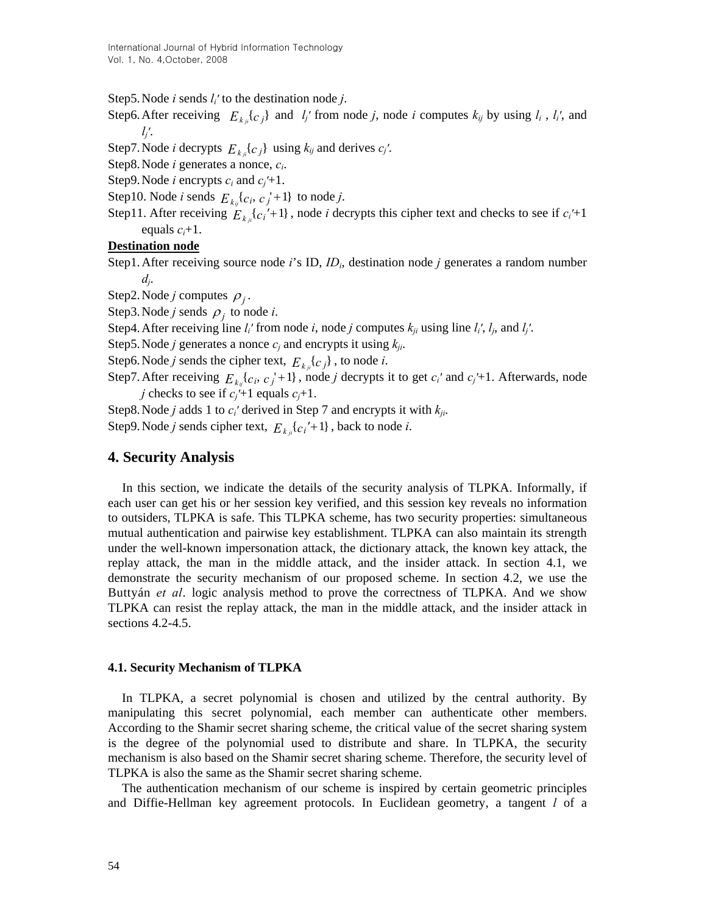Step5. Node $i$ sends $l_i'$ to the destination node $j$.

Step6. After receiving $E_{k_{ji}}\{c_j\}$ and $l_j'$ from node $j$, node $i$ computes $k_{ij}$ by using $l_i$ , $l_i'$, and $l_j'$.

Step7. Node $i$ decrypts $E_{k_{ji}}\{c_j\}$ using $k_{ij}$ and derives $c_j'$.

Step8. Node $i$ generates a nonce, $c_i$.

Step9. Node $i$ encrypts $c_i$ and $c_j'$+1.

Step10. Node $i$ sends $E_{k_{ij}}\{c_i, c_j'+1\}$ to node $j$.

Step11. After receiving $E_{k_{ji}}\{c_i'+1\}$, node $i$ decrypts this cipher text and checks to see if $c_i'$+1 equals $c_i$+1.

**Destination node**

Step1. After receiving source node $i$'s ID, $ID_i$, destination node $j$ generates a random number $d_j$.

Step2. Node $j$ computes $\rho_j$.

Step3. Node $j$ sends $\rho_j$ to node $i$.

Step4. After receiving line $l_i'$ from node $i$, node $j$ computes $k_{ji}$ using line $l_i'$, $l_j$, and $l_j'$.

Step5. Node $j$ generates a nonce $c_j$ and encrypts it using $k_{ji}$.

Step6. Node $j$ sends the cipher text, $E_{k_{ji}}\{c_j\}$, to node $i$.

Step7. After receiving $E_{k_{ij}}\{c_i, c_j'+1\}$, node $j$ decrypts it to get $c_i'$ and $c_j'$+1. Afterwards, node $j$ checks to see if $c_j'$+1 equals $c_j$+1.

Step8. Node $j$ adds 1 to $c_i'$ derived in Step 7 and encrypts it with $k_{ji}$.

Step9. Node $j$ sends cipher text, $E_{k_{ji}}\{c_i'+1\}$, back to node $i$.

## 4. Security Analysis

In this section, we indicate the details of the security analysis of TLPKA. Informally, if each user can get his or her session key verified, and this session key reveals no information to outsiders, TLPKA is safe. This TLPKA scheme, has two security properties: simultaneous mutual authentication and pairwise key establishment. TLPKA can also maintain its strength under the well-known impersonation attack, the dictionary attack, the known key attack, the replay attack, the man in the middle attack, and the insider attack. In section 4.1, we demonstrate the security mechanism of our proposed scheme. In section 4.2, we use the Buttyán *et al*. logic analysis method to prove the correctness of TLPKA. And we show TLPKA can resist the replay attack, the man in the middle attack, and the insider attack in sections 4.2-4.5.

### 4.1. Security Mechanism of TLPKA

In TLPKA, a secret polynomial is chosen and utilized by the central authority. By manipulating this secret polynomial, each member can authenticate other members. According to the Shamir secret sharing scheme, the critical value of the secret sharing system is the degree of the polynomial used to distribute and share. In TLPKA, the security mechanism is also based on the Shamir secret sharing scheme. Therefore, the security level of TLPKA is also the same as the Shamir secret sharing scheme.

The authentication mechanism of our scheme is inspired by certain geometric principles and Diffie-Hellman key agreement protocols. In Euclidean geometry, a tangent $l$ of a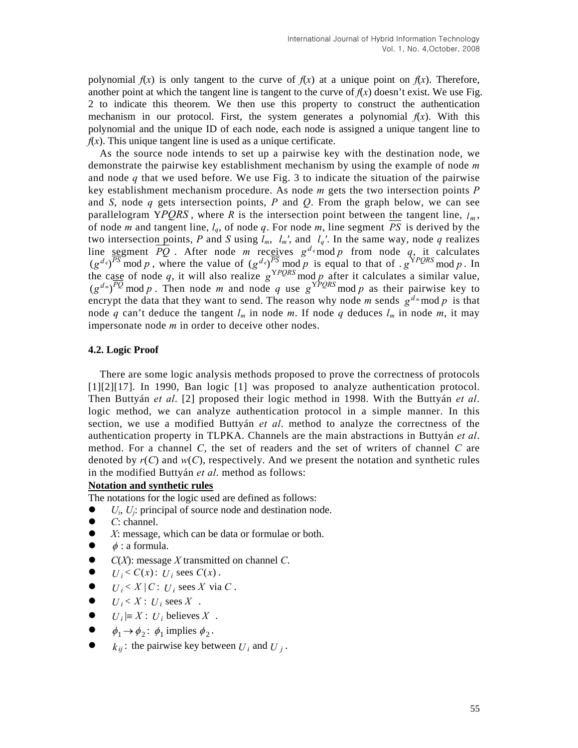polynomial $f(x)$ is only tangent to the curve of $f(x)$ at a unique point on $f(x)$. Therefore, another point at which the tangent line is tangent to the curve of $f(x)$ doesn't exist. We use Fig. 2 to indicate this theorem. We then use this property to construct the authentication mechanism in our protocol. First, the system generates a polynomial $f(x)$. With this polynomial and the unique ID of each node, each node is assigned a unique tangent line to $f(x)$. This unique tangent line is used as a unique certificate.

As the source node intends to set up a pairwise key with the destination node, we demonstrate the pairwise key establishment mechanism by using the example of node $m$ and node $q$ that we used before. We use Fig. 3 to indicate the situation of the pairwise key establishment mechanism procedure. As node $m$ gets the two intersection points $P$ and $S$, node $q$ gets intersection points, $P$ and $Q$. From the graph below, we can see parallelogram $\Upsilon PQRS$, where $R$ is the intersection point between the tangent line, $l_m$, of node $m$ and tangent line, $l_q$, of node $q$. For node $m$, line segment $\overline{PS}$ is derived by the two intersection points, $P$ and $S$ using $l_m$, $l_m'$, and $l_q'$. In the same way, node $q$ realizes line segment $\overline{PQ}$. After node $m$ receives $g^{d_q} \bmod p$ from node $q$, it calculates $(g^{d_q})^{\overline{PS}} \bmod p$, where the value of $(g^{d_q})^{\overline{PS}} \bmod p$ is equal to that of $.\, g^{\Upsilon PQRS} \bmod p$. In the case of node $q$, it will also realize $g^{\Upsilon PQRS} \bmod p$ after it calculates a similar value, $(g^{d_m})^{\overline{PQ}} \bmod p$. Then node $m$ and node $q$ use $g^{\Upsilon PQRS} \bmod p$ as their pairwise key to encrypt the data that they want to send. The reason why node $m$ sends $g^{d_m} \bmod p$ is that node $q$ can't deduce the tangent $l_m$ in node $m$. If node $q$ deduces $l_m$ in node $m$, it may impersonate node $m$ in order to deceive other nodes.

### 4.2. Logic Proof

There are some logic analysis methods proposed to prove the correctness of protocols [1][2][17]. In 1990, Ban logic [1] was proposed to analyze authentication protocol. Then Buttyán *et al*. [2] proposed their logic method in 1998. With the Buttyán *et al*. logic method, we can analyze authentication protocol in a simple manner. In this section, we use a modified Buttyán *et al*. method to analyze the correctness of the authentication property in TLPKA. Channels are the main abstractions in Buttyán *et al*. method. For a channel $C$, the set of readers and the set of writers of channel $C$ are denoted by $r(C)$ and $w(C)$, respectively. And we present the notation and synthetic rules in the modified Buttyán *et al*. method as follows:

**Notation and synthetic rules**

The notations for the logic used are defined as follows:

- $U_i$, $U_j$: principal of source node and destination node.
- $C$: channel.
- $X$: message, which can be data or formulae or both.
- $\phi$ : a formula.
- $C(X)$: message $X$ transmitted on channel $C$.
- $U_i < C(x)$: $U_i$ sees $C(x)$.
- $U_i < X \mid C$: $U_i$ sees $X$ via $C$.
- $U_i < X$: $U_i$ sees $X$.
- $U_i \mid\equiv X$: $U_i$ believes $X$.
- $\phi_1 \rightarrow \phi_2$: $\phi_1$ implies $\phi_2$.
- $k_{ij}$: the pairwise key between $U_i$ and $U_j$.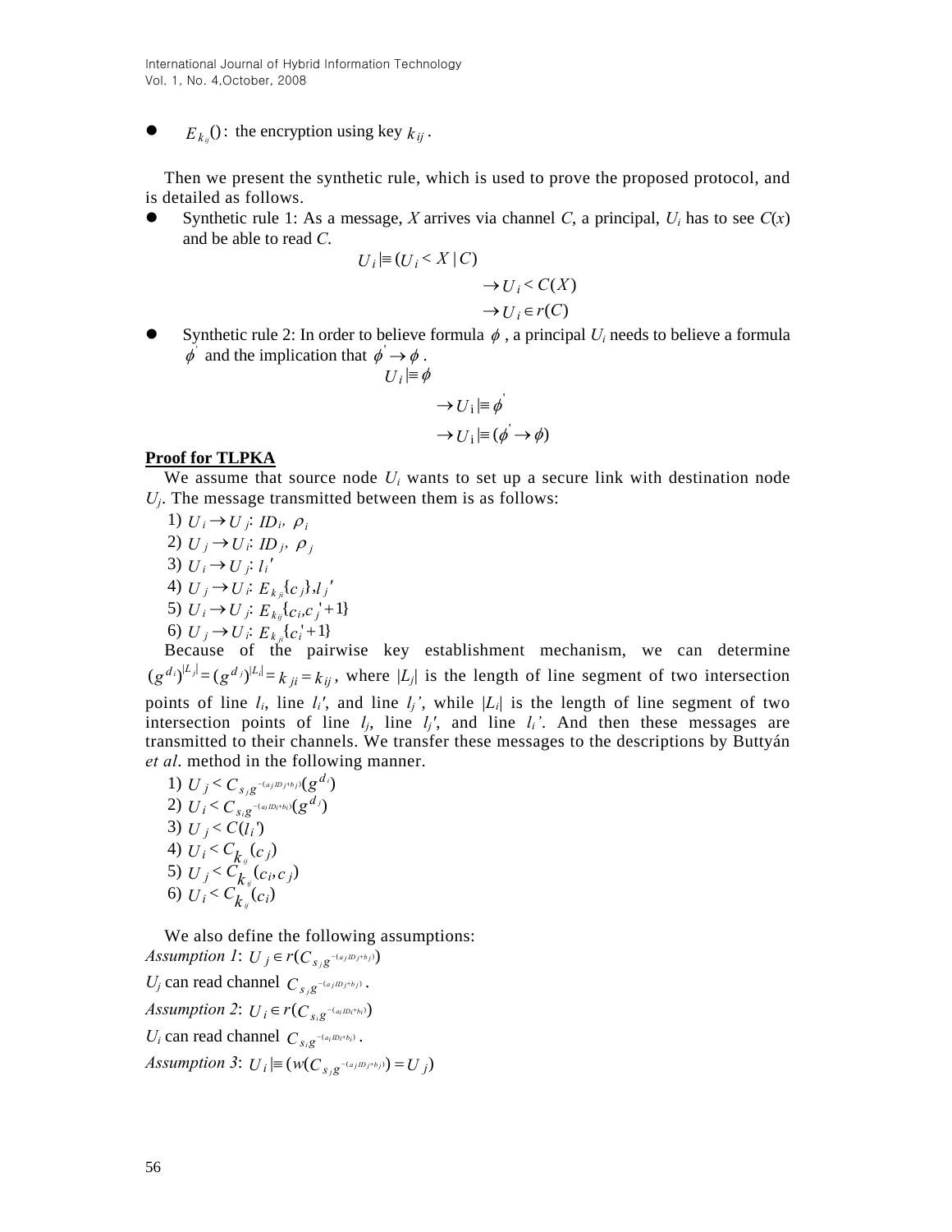- $E_{k_{ij}}()$: the encryption using key $k_{ij}$.

Then we present the synthetic rule, which is used to prove the proposed protocol, and is detailed as follows.

- Synthetic rule 1: As a message, *X* arrives via channel *C*, a principal, $U_i$ has to see $C(x)$ and be able to read *C*.

$$U_i \mid\equiv (U_i < X \mid C)$$
$$\rightarrow U_i < C(X)$$
$$\rightarrow U_i \in r(C)$$

- Synthetic rule 2: In order to believe formula $\phi$, a principal $U_i$ needs to believe a formula $\phi'$ and the implication that $\phi' \rightarrow \phi$.

$$U_i \mid\equiv \phi$$
$$\rightarrow U_i \mid\equiv \phi'$$
$$\rightarrow U_i \mid\equiv (\phi' \rightarrow \phi)$$

**Proof for TLPKA**

We assume that source node $U_i$ wants to set up a secure link with destination node $U_j$. The message transmitted between them is as follows:

1) $U_i \rightarrow U_j$: $ID_i$, $\rho_i$
2) $U_j \rightarrow U_i$: $ID_j$, $\rho_j$
3) $U_i \rightarrow U_j$: $l_i'$
4) $U_j \rightarrow U_i$: $E_{k_{ji}}\{c_j\}, l_j'$
5) $U_i \rightarrow U_j$: $E_{k_{ij}}\{c_i, c_j' + 1\}$
6) $U_j \rightarrow U_i$: $E_{k_{ji}}\{c_i' + 1\}$

Because of the pairwise key establishment mechanism, we can determine $(g^{d_i})^{|L_j|} = (g^{d_j})^{|L_i|} = k_{ji} = k_{ij}$, where $|L_j|$ is the length of line segment of two intersection points of line $l_i$, line $l_i'$, and line $l_j'$, while $|L_i|$ is the length of line segment of two intersection points of line $l_j$, line $l_j'$, and line $l_i'$. And then these messages are transmitted to their channels. We transfer these messages to the descriptions by Buttyán *et al*. method in the following manner.

1) $U_j < C_{s_j g^{-(a_j ID_j + b_j)}}(g^{d_i})$
2) $U_i < C_{s_i g^{-(a_i ID_i + b_i)}}(g^{d_j})$
3) $U_j < C(l_i')$
4) $U_i < C_{k_{ij}}(c_j)$
5) $U_j < C_{k_{ij}}(c_i, c_j)$
6) $U_i < C_{k_{ij}}(c_i)$

We also define the following assumptions:

*Assumption 1*: $U_j \in r(C_{s_j g^{-(a_j ID_j + b_j)}})$

$U_j$ can read channel $C_{s_j g^{-(a_j ID_j + b_j)}}$.

*Assumption 2*: $U_i \in r(C_{s_i g^{-(a_i ID_i + b_i)}})$

$U_i$ can read channel $C_{s_i g^{-(a_i ID_i + b_i)}}$.

*Assumption 3*: $U_i \mid\equiv (w(C_{s_j g^{-(a_j ID_j + b_j)}}) = U_j)$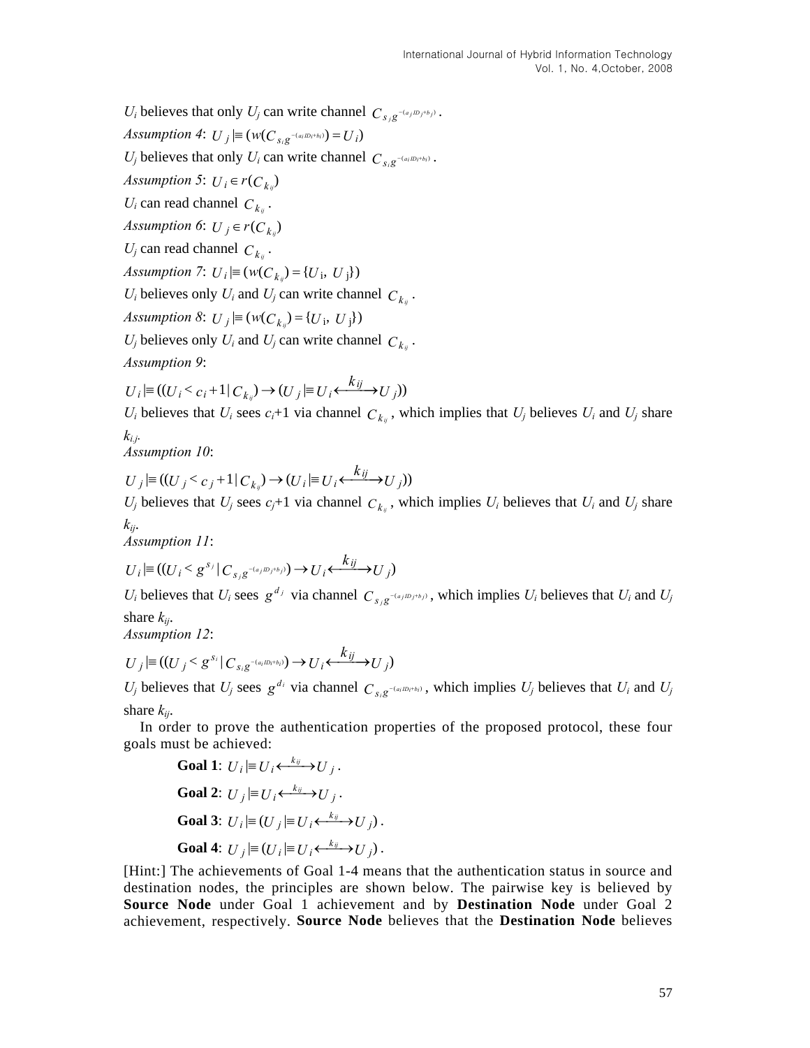$U_i$ believes that only $U_j$ can write channel $C_{s_j g^{-(a_j ID_j + b_j)}}$.

*Assumption 4*: $U_j \mid\equiv (w(C_{s_i g^{-(a_i ID_i + b_i)}}) = U_i)$

$U_j$ believes that only $U_i$ can write channel $C_{s_i g^{-(a_i ID_i + b_i)}}$.

*Assumption 5*: $U_i \in r(C_{k_{ij}})$

$U_i$ can read channel $C_{k_{ij}}$.

*Assumption 6*: $U_j \in r(C_{k_{ij}})$

$U_j$ can read channel $C_{k_{ij}}$.

*Assumption 7*: $U_i \mid\equiv (w(C_{k_{ij}}) = \{U_i, U_j\})$

$U_i$ believes only $U_i$ and $U_j$ can write channel $C_{k_{ij}}$.

*Assumption 8*: $U_j \mid\equiv (w(C_{k_{ij}}) = \{U_i, U_j\})$

$U_j$ believes only $U_i$ and $U_j$ can write channel $C_{k_{ij}}$.

*Assumption 9*:

$$U_i \mid\equiv ((U_i \triangleleft c_i + 1 \mid C_{k_{ij}}) \rightarrow (U_j \mid\equiv U_i \xleftrightarrow{k_{ij}} U_j))$$

$U_i$ believes that $U_i$ sees $c_i$+1 via channel $C_{k_{ij}}$, which implies that $U_j$ believes $U_i$ and $U_j$ share $k_{i,j}$.

*Assumption 10*:

$$U_j \mid\equiv ((U_j \triangleleft c_j + 1 \mid C_{k_{ij}}) \rightarrow (U_i \mid\equiv U_i \xleftrightarrow{k_{ij}} U_j))$$

$U_j$ believes that $U_j$ sees $c_j$+1 via channel $C_{k_{ij}}$, which implies $U_i$ believes that $U_i$ and $U_j$ share $k_{ij}$.

*Assumption 11*:

$$U_i \mid\equiv ((U_i \triangleleft g^{s_j} \mid C_{s_j g^{-(a_j ID_j + b_j)}}) \rightarrow U_i \xleftrightarrow{k_{ij}} U_j)$$

$U_i$ believes that $U_i$ sees $g^{d_j}$ via channel $C_{s_j g^{-(a_j ID_j + b_j)}}$, which implies $U_i$ believes that $U_i$ and $U_j$ share $k_{ij}$.

*Assumption 12*:

$$U_j \mid\equiv ((U_j \triangleleft g^{s_i} \mid C_{s_i g^{-(a_i ID_i + b_i)}}) \rightarrow U_i \xleftrightarrow{k_{ij}} U_j)$$

$U_j$ believes that $U_j$ sees $g^{d_i}$ via channel $C_{s_i g^{-(a_i ID_i + b_i)}}$, which implies $U_j$ believes that $U_i$ and $U_j$ share $k_{ij}$.

In order to prove the authentication properties of the proposed protocol, these four goals must be achieved:

**Goal 1**: $U_i \mid\equiv U_i \xleftrightarrow{k_{ij}} U_j$.

**Goal 2**: $U_j \mid\equiv U_i \xleftrightarrow{k_{ij}} U_j$.

**Goal 3**: $U_i \mid\equiv (U_j \mid\equiv U_i \xleftrightarrow{k_{ij}} U_j)$.

**Goal 4**: $U_j \mid\equiv (U_i \mid\equiv U_i \xleftrightarrow{k_{ij}} U_j)$.

[Hint:] The achievements of Goal 1-4 means that the authentication status in source and destination nodes, the principles are shown below. The pairwise key is believed by **Source Node** under Goal 1 achievement and by **Destination Node** under Goal 2 achievement, respectively. **Source Node** believes that the **Destination Node** believes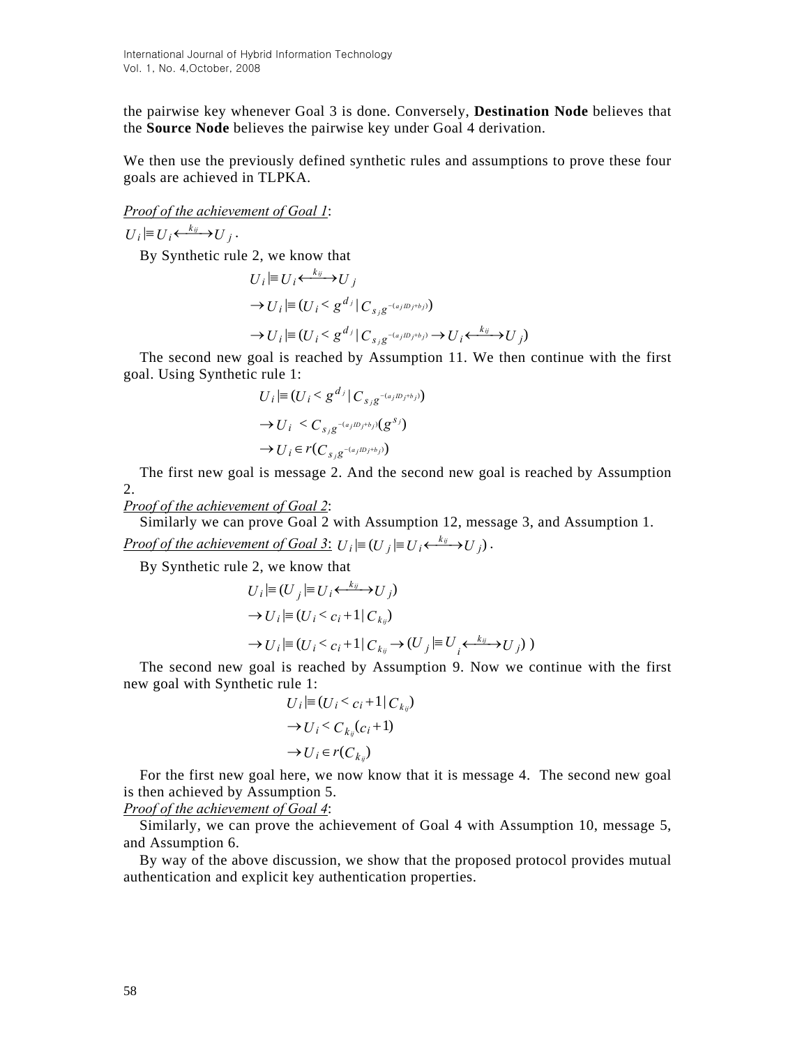the pairwise key whenever Goal 3 is done. Conversely, **Destination Node** believes that the **Source Node** believes the pairwise key under Goal 4 derivation.

We then use the previously defined synthetic rules and assumptions to prove these four goals are achieved in TLPKA.

*Proof of the achievement of Goal 1*:

$U_i \mid\equiv U_i \xleftrightarrow{k_{ij}} U_j$ .

By Synthetic rule 2, we know that

$$U_i \mid\equiv U_i \xleftrightarrow{k_{ij}} U_j$$
$$\rightarrow U_i \mid\equiv (U_i \lhd g^{d_j} \mid C_{s_j g^{-(a_j ID_j + b_j)}})$$
$$\rightarrow U_i \mid\equiv (U_i \lhd g^{d_j} \mid C_{s_j g^{-(a_j ID_j + b_j)}} \rightarrow U_i \xleftrightarrow{k_{ij}} U_j)$$

The second new goal is reached by Assumption 11. We then continue with the first goal. Using Synthetic rule 1:

$$U_i \mid\equiv (U_i \lhd g^{d_j} \mid C_{s_j g^{-(a_j ID_j + b_j)}})$$
$$\rightarrow U_i \lhd C_{s_j g^{-(a_j ID_j + b_j)}}(g^{s_j})$$
$$\rightarrow U_i \in r(C_{s_j g^{-(a_j ID_j + b_j)}})$$

The first new goal is message 2. And the second new goal is reached by Assumption 2.

*Proof of the achievement of Goal 2*:

Similarly we can prove Goal 2 with Assumption 12, message 3, and Assumption 1.

*Proof of the achievement of Goal 3*: $U_i \mid\equiv (U_j \mid\equiv U_i \xleftrightarrow{k_{ij}} U_j)$ .

By Synthetic rule 2, we know that

$$U_i \mid\equiv (U_j \mid\equiv U_i \xleftrightarrow{k_{ij}} U_j)$$
$$\rightarrow U_i \mid\equiv (U_i \lhd c_i + 1 \mid C_{k_{ij}})$$
$$\rightarrow U_i \mid\equiv (U_i \lhd c_i + 1 \mid C_{k_{ij}} \rightarrow (U_j \mid\equiv U_i \xleftrightarrow{k_{ij}} U_j))$$

The second new goal is reached by Assumption 9. Now we continue with the first new goal with Synthetic rule 1:

$$U_i \mid\equiv (U_i \lhd c_i + 1 \mid C_{k_{ij}})$$
$$\rightarrow U_i \lhd C_{k_{ij}}(c_i + 1)$$
$$\rightarrow U_i \in r(C_{k_{ij}})$$

For the first new goal here, we now know that it is message 4. The second new goal is then achieved by Assumption 5.

*Proof of the achievement of Goal 4*:

Similarly, we can prove the achievement of Goal 4 with Assumption 10, message 5, and Assumption 6.

By way of the above discussion, we show that the proposed protocol provides mutual authentication and explicit key authentication properties.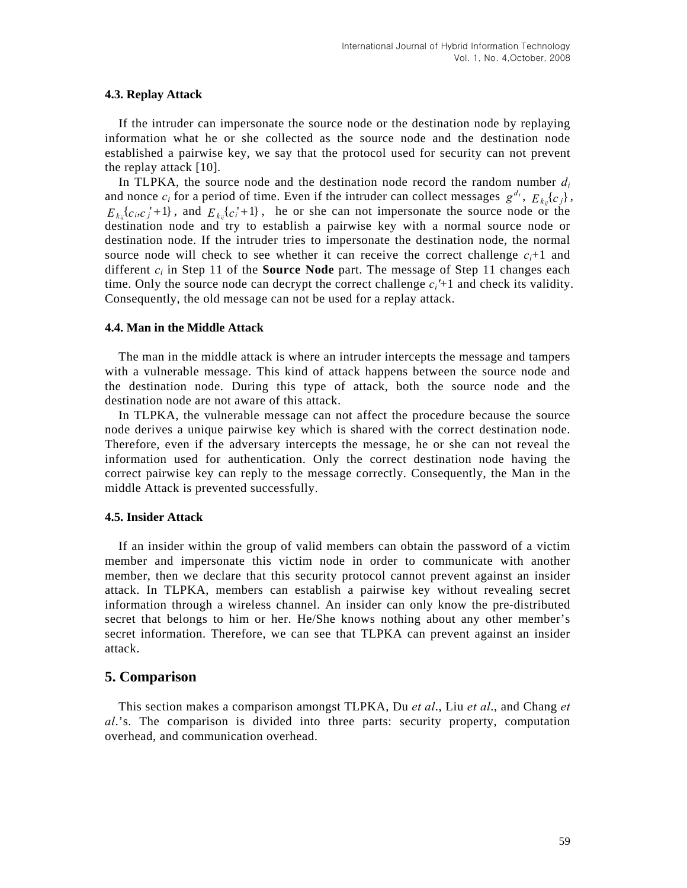#### 4.3. Replay Attack

If the intruder can impersonate the source node or the destination node by replaying information what he or she collected as the source node and the destination node established a pairwise key, we say that the protocol used for security can not prevent the replay attack [10].

In TLPKA, the source node and the destination node record the random number $d_i$ and nonce $c_i$ for a period of time. Even if the intruder can collect messages $g^{d_i}$, $E_{k_{ij}}\{c_j\}$, $E_{k_{ij}}\{c_i, c_j'+1\}$, and $E_{k_{ij}}\{c_i'+1\}$, he or she can not impersonate the source node or the destination node and try to establish a pairwise key with a normal source node or destination node. If the intruder tries to impersonate the destination node, the normal source node will check to see whether it can receive the correct challenge $c_i$+1 and different $c_i$ in Step 11 of the **Source Node** part. The message of Step 11 changes each time. Only the source node can decrypt the correct challenge $c_i'$+1 and check its validity. Consequently, the old message can not be used for a replay attack.

#### 4.4. Man in the Middle Attack

The man in the middle attack is where an intruder intercepts the message and tampers with a vulnerable message. This kind of attack happens between the source node and the destination node. During this type of attack, both the source node and the destination node are not aware of this attack.

In TLPKA, the vulnerable message can not affect the procedure because the source node derives a unique pairwise key which is shared with the correct destination node. Therefore, even if the adversary intercepts the message, he or she can not reveal the information used for authentication. Only the correct destination node having the correct pairwise key can reply to the message correctly. Consequently, the Man in the middle Attack is prevented successfully.

#### 4.5. Insider Attack

If an insider within the group of valid members can obtain the password of a victim member and impersonate this victim node in order to communicate with another member, then we declare that this security protocol cannot prevent against an insider attack. In TLPKA, members can establish a pairwise key without revealing secret information through a wireless channel. An insider can only know the pre-distributed secret that belongs to him or her. He/She knows nothing about any other member's secret information. Therefore, we can see that TLPKA can prevent against an insider attack.

## 5. Comparison

This section makes a comparison amongst TLPKA, Du *et al*., Liu *et al*., and Chang *et al*.'s. The comparison is divided into three parts: security property, computation overhead, and communication overhead.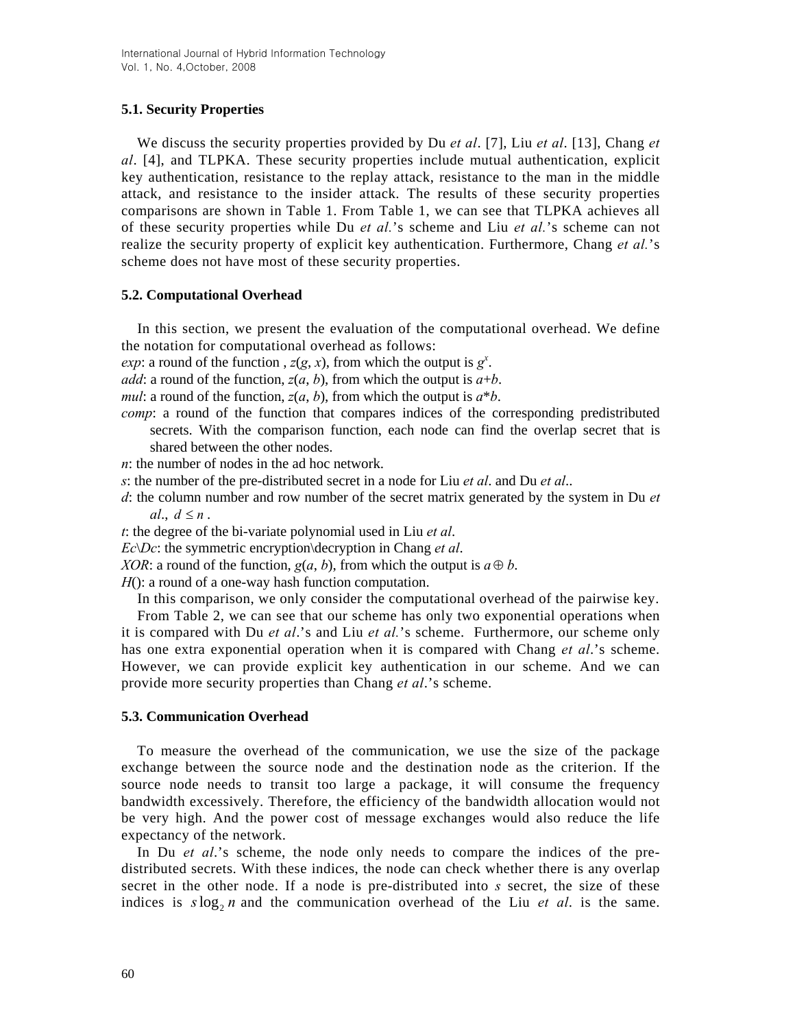### 5.1. Security Properties

We discuss the security properties provided by Du *et al*. [7], Liu *et al*. [13], Chang *et al*. [4], and TLPKA. These security properties include mutual authentication, explicit key authentication, resistance to the replay attack, resistance to the man in the middle attack, and resistance to the insider attack. The results of these security properties comparisons are shown in Table 1. From Table 1, we can see that TLPKA achieves all of these security properties while Du *et al.*'s scheme and Liu *et al.*'s scheme can not realize the security property of explicit key authentication. Furthermore, Chang *et al.*'s scheme does not have most of these security properties.

### 5.2. Computational Overhead

In this section, we present the evaluation of the computational overhead. We define the notation for computational overhead as follows:

*exp*: a round of the function , $z(g, x)$, from which the output is $g^x$.

*add*: a round of the function, $z(a, b)$, from which the output is $a+b$.

*mul*: a round of the function, $z(a, b)$, from which the output is $a*b$.

*comp*: a round of the function that compares indices of the corresponding predistributed secrets. With the comparison function, each node can find the overlap secret that is shared between the other nodes.

*n*: the number of nodes in the ad hoc network.

*s*: the number of the pre-distributed secret in a node for Liu *et al*. and Du *et al*..

*d*: the column number and row number of the secret matrix generated by the system in Du *et al*., $d \leq n$ .

*t*: the degree of the bi-variate polynomial used in Liu *et al*.

*Ec\Dc*: the symmetric encryption\decryption in Chang *et al*.

*XOR*: a round of the function, $g(a, b)$, from which the output is $a \oplus b$.

*H*(): a round of a one-way hash function computation.

In this comparison, we only consider the computational overhead of the pairwise key.

From Table 2, we can see that our scheme has only two exponential operations when it is compared with Du *et al*.'s and Liu *et al.*'s scheme. Furthermore, our scheme only has one extra exponential operation when it is compared with Chang *et al*.'s scheme. However, we can provide explicit key authentication in our scheme. And we can provide more security properties than Chang *et al*.'s scheme.

### 5.3. Communication Overhead

To measure the overhead of the communication, we use the size of the package exchange between the source node and the destination node as the criterion. If the source node needs to transit too large a package, it will consume the frequency bandwidth excessively. Therefore, the efficiency of the bandwidth allocation would not be very high. And the power cost of message exchanges would also reduce the life expectancy of the network.

In Du *et al*.'s scheme, the node only needs to compare the indices of the pre-distributed secrets. With these indices, the node can check whether there is any overlap secret in the other node. If a node is pre-distributed into *s* secret, the size of these indices is $s\log_2 n$ and the communication overhead of the Liu *et al*. is the same.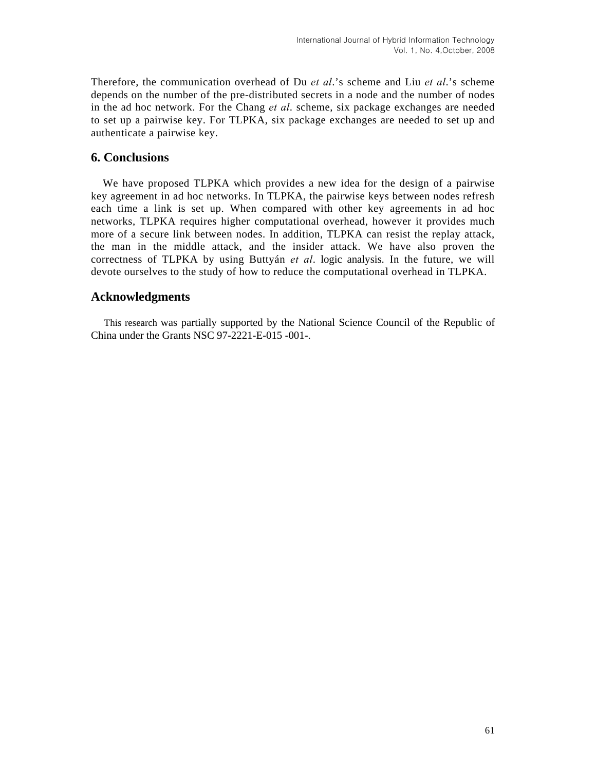Therefore, the communication overhead of Du *et al*.'s scheme and Liu *et al*.'s scheme depends on the number of the pre-distributed secrets in a node and the number of nodes in the ad hoc network. For the Chang *et al*. scheme, six package exchanges are needed to set up a pairwise key. For TLPKA, six package exchanges are needed to set up and authenticate a pairwise key.

## 6. Conclusions

We have proposed TLPKA which provides a new idea for the design of a pairwise key agreement in ad hoc networks. In TLPKA, the pairwise keys between nodes refresh each time a link is set up. When compared with other key agreements in ad hoc networks, TLPKA requires higher computational overhead, however it provides much more of a secure link between nodes. In addition, TLPKA can resist the replay attack, the man in the middle attack, and the insider attack. We have also proven the correctness of TLPKA by using Buttyán *et al*. logic analysis. In the future, we will devote ourselves to the study of how to reduce the computational overhead in TLPKA.

## Acknowledgments

This research was partially supported by the National Science Council of the Republic of China under the Grants NSC 97-2221-E-015 -001-.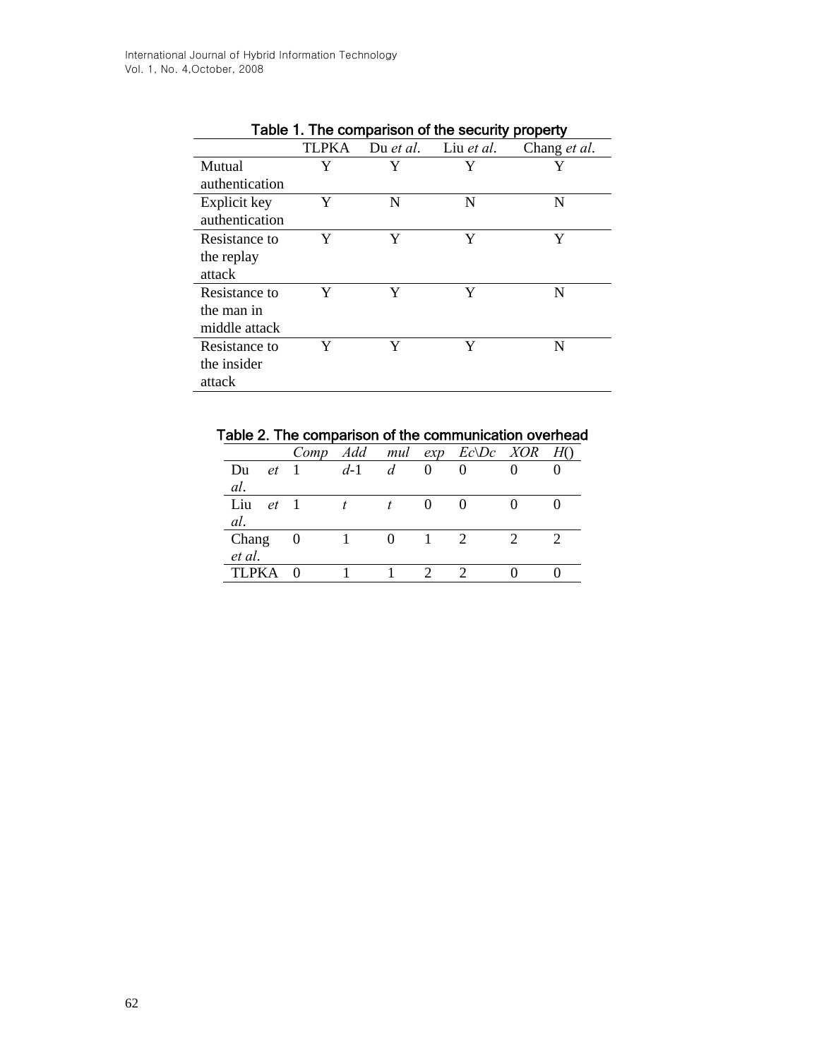Table 1. The comparison of the security property

| | TLPKA | Du *et al*. | Liu *et al*. | Chang *et al*. |
|---|---|---|---|---|
| Mutual authentication | Y | Y | Y | Y |
| Explicit key authentication | Y | N | N | N |
| Resistance to the replay attack | Y | Y | Y | Y |
| Resistance to the man in middle attack | Y | Y | Y | N |
| Resistance to the insider attack | Y | Y | Y | N |

Table 2. The comparison of the communication overhead

| | *Comp* | *Add* | *mul* | *exp* | *Ec\Dc* | *XOR* | *H*() |
|---|---|---|---|---|---|---|---|
| Du *et al*. | 1 | $d$-1 | $d$ | 0 | 0 | 0 | 0 |
| Liu *et al*. | 1 | $t$ | $t$ | 0 | 0 | 0 | 0 |
| Chang *et al*. | 0 | 1 | 0 | 1 | 2 | 2 | 2 |
| TLPKA | 0 | 1 | 1 | 2 | 2 | 0 | 0 |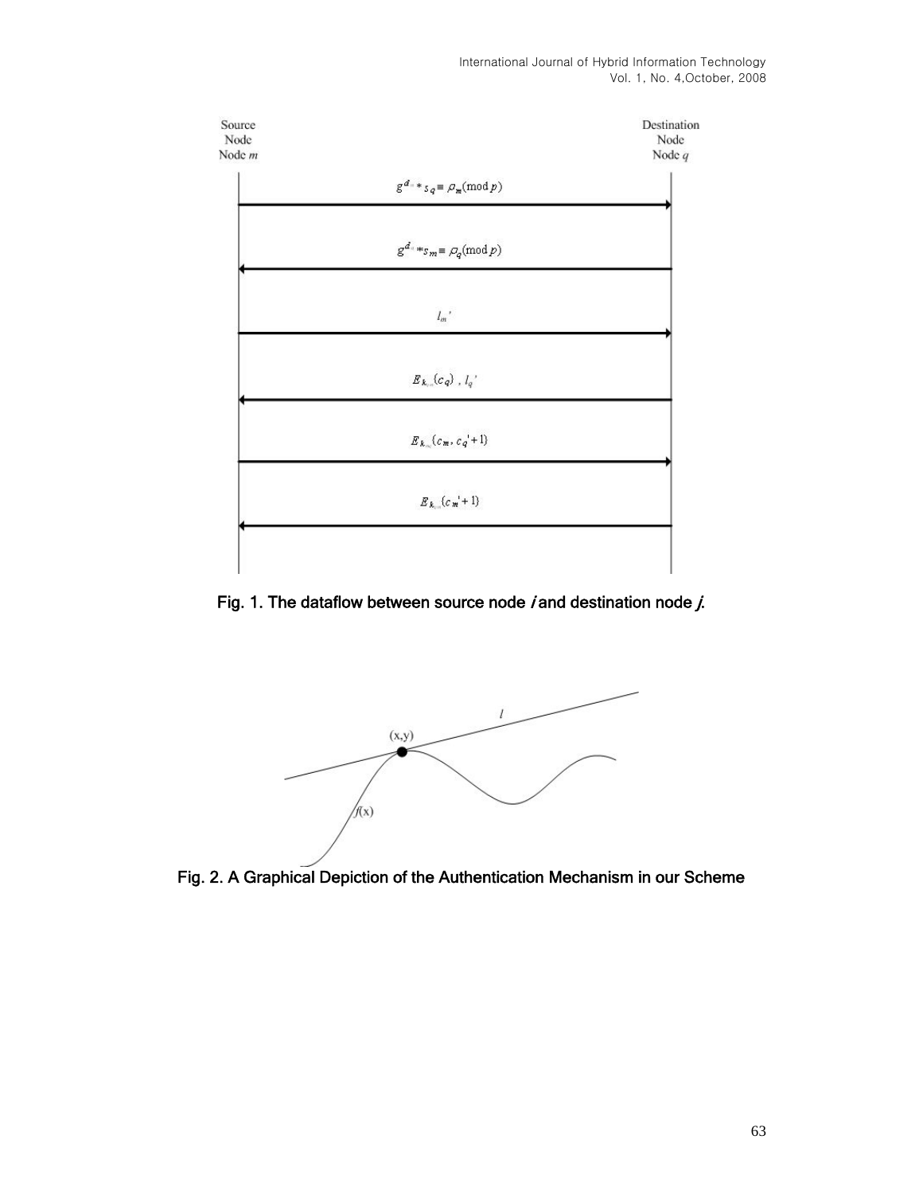Source Node Node $m$

Destination Node Node $q$

$g^{d_m} * s_q \equiv \rho_m (\bmod p)$

$g^{d_q} * s_m \equiv \rho_q (\bmod p)$

$l_m'$

$E_{k_{mq}}(c_q)$ , $l_q'$

$E_{k_{mq}}(c_m, c_q' + 1)$

$E_{k_{mq}}(c_m' + 1)$

**Fig. 1. The dataflow between source node *i* and destination node *j*.**

$l$

(x,y)

$f$(x)

**Fig. 2. A Graphical Depiction of the Authentication Mechanism in our Scheme**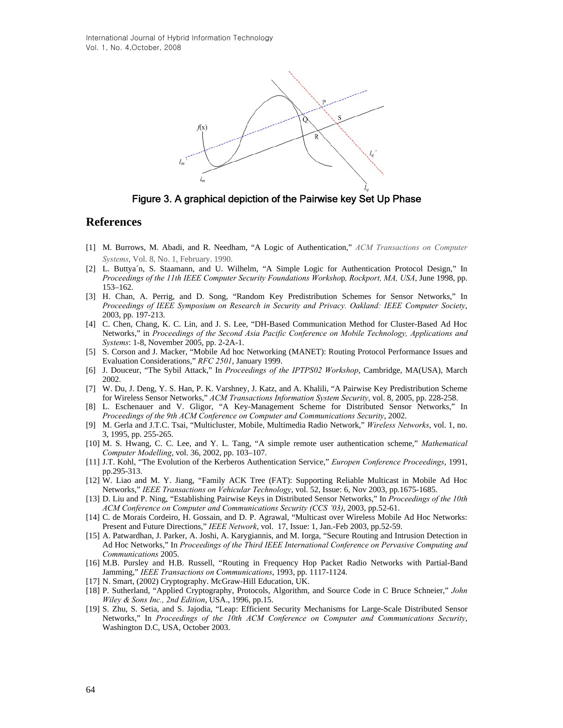Figure 3. A graphical depiction of the Pairwise key Set Up Phase

## References

[1] M. Burrows, M. Abadi, and R. Needham, “A Logic of Authentication,” *ACM Transactions on Computer Systems*, Vol. 8, No. 1, February. 1990.

[2] L. Buttya´n, S. Staamann, and U. Wilhelm, “A Simple Logic for Authentication Protocol Design,” In *Proceedings of the 11th IEEE Computer Security Foundations Workshop, Rockport, MA, USA*, June 1998, pp. 153–162.

[3] H. Chan, A. Perrig, and D. Song, “Random Key Predistribution Schemes for Sensor Networks,” In *Proceedings of IEEE Symposium on Research in Security and Privacy. Oakland: IEEE Computer Society*, 2003, pp. 197-213.

[4] C. Chen, Chang, K. C. Lin, and J. S. Lee, “DH-Based Communication Method for Cluster-Based Ad Hoc Networks,” in *Proceedings of the Second Asia Pacific Conference on Mobile Technology, Applications and Systems*: 1-8, November 2005, pp. 2-2A-1.

[5] S. Corson and J. Macker, “Mobile Ad hoc Networking (MANET): Routing Protocol Performance Issues and Evaluation Considerations,” *RFC 2501*, January 1999.

[6] J. Douceur, “The Sybil Attack,” In *Proceedings of the IPTPS02 Workshop*, Cambridge, MA(USA), March 2002.

[7] W. Du, J. Deng, Y. S. Han, P. K. Varshney, J. Katz, and A. Khalili, “A Pairwise Key Predistribution Scheme for Wireless Sensor Networks,” *ACM Transactions Information System Security*, vol. 8, 2005, pp. 228-258.

[8] L. Eschenauer and V. Gligor, “A Key-Management Scheme for Distributed Sensor Networks,” In *Proceedings of the 9th ACM Conference on Computer and Communications Security*, 2002.

[9] M. Gerla and J.T.C. Tsai, “Multicluster, Mobile, Multimedia Radio Network,” *Wireless Networks*, vol. 1, no. 3, 1995, pp. 255-265.

[10] M. S. Hwang, C. C. Lee, and Y. L. Tang, “A simple remote user authentication scheme,” *Mathematical Computer Modelling*, vol. 36, 2002, pp. 103–107.

[11] J.T. Kohl, “The Evolution of the Kerberos Authentication Service,” *Europen Conference Proceedings*, 1991, pp.295-313.

[12] W. Liao and M. Y. Jiang, “Family ACK Tree (FAT): Supporting Reliable Multicast in Mobile Ad Hoc Networks,” *IEEE Transactions on Vehicular Technology*, vol. 52, Issue: 6, Nov 2003, pp.1675-1685.

[13] D. Liu and P. Ning, “Establishing Pairwise Keys in Distributed Sensor Networks,” In *Proceedings of the 10th ACM Conference on Computer and Communications Security (CCS ’03)*, 2003, pp.52-61.

[14] C. de Morais Cordeiro, H. Gossain, and D. P. Agrawal, “Multicast over Wireless Mobile Ad Hoc Networks: Present and Future Directions,” *IEEE Network*, vol. 17, Issue: 1, Jan.-Feb 2003, pp.52-59.

[15] A. Patwardhan, J. Parker, A. Joshi, A. Karygiannis, and M. Iorga, “Secure Routing and Intrusion Detection in Ad Hoc Networks,” In *Proceedings of the Third IEEE International Conference on Pervasive Computing and Communications* 2005.

[16] M.B. Pursley and H.B. Russell, “Routing in Frequency Hop Packet Radio Networks with Partial-Band Jamming,” *IEEE Transactions on Communications*, 1993, pp. 1117-1124.

[17] N. Smart, (2002) Cryptography. McGraw-Hill Education, UK.

[18] P. Sutherland, “Applied Cryptography, Protocols, Algorithm, and Source Code in C Bruce Schneier,” *John Wiley & Sons Inc., 2nd Edition*, USA., 1996, pp.15.

[19] S. Zhu, S. Setia, and S. Jajodia, “Leap: Efficient Security Mechanisms for Large-Scale Distributed Sensor Networks,” In *Proceedings of the 10th ACM Conference on Computer and Communications Security*, Washington D.C, USA, October 2003.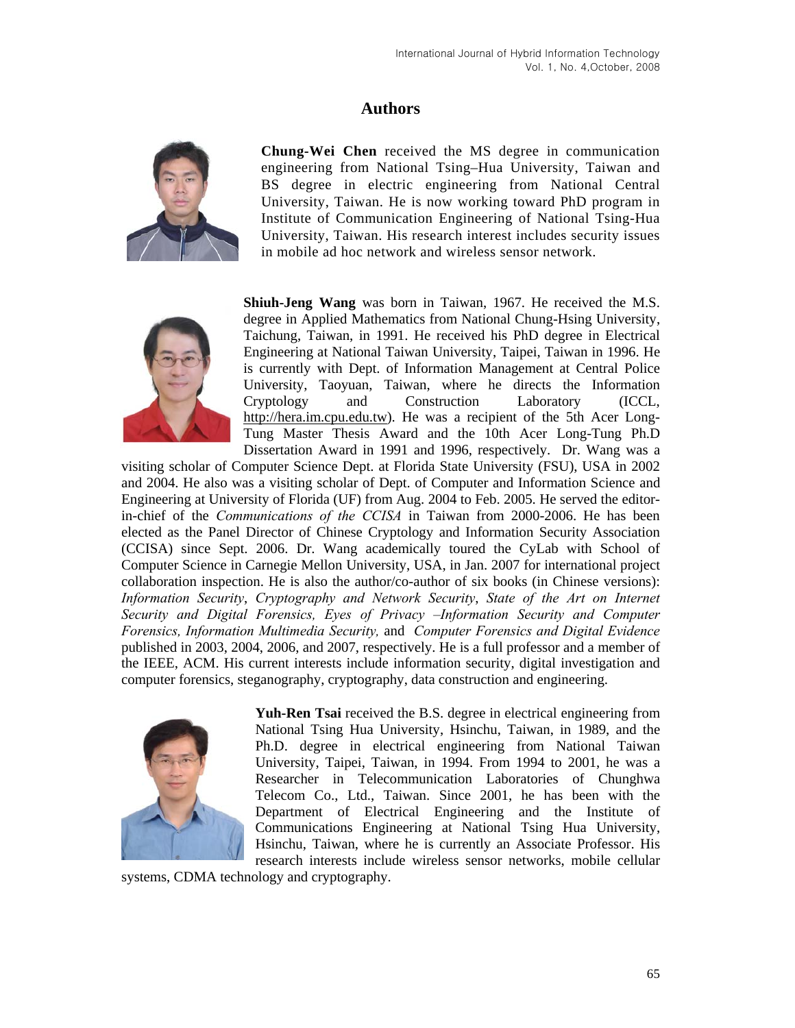# Authors

**Chung-Wei Chen** received the MS degree in communication engineering from National Tsing–Hua University, Taiwan and BS degree in electric engineering from National Central University, Taiwan. He is now working toward PhD program in Institute of Communication Engineering of National Tsing-Hua University, Taiwan. His research interest includes security issues in mobile ad hoc network and wireless sensor network.

**Shiuh-Jeng Wang** was born in Taiwan, 1967. He received the M.S. degree in Applied Mathematics from National Chung-Hsing University, Taichung, Taiwan, in 1991. He received his PhD degree in Electrical Engineering at National Taiwan University, Taipei, Taiwan in 1996. He is currently with Dept. of Information Management at Central Police University, Taoyuan, Taiwan, where he directs the Information Cryptology and Construction Laboratory (ICCL, http://hera.im.cpu.edu.tw). He was a recipient of the 5th Acer Long-Tung Master Thesis Award and the 10th Acer Long-Tung Ph.D Dissertation Award in 1991 and 1996, respectively. Dr. Wang was a visiting scholar of Computer Science Dept. at Florida State University (FSU), USA in 2002 and 2004. He also was a visiting scholar of Dept. of Computer and Information Science and Engineering at University of Florida (UF) from Aug. 2004 to Feb. 2005. He served the editor-in-chief of the *Communications of the CCISA* in Taiwan from 2000-2006. He has been elected as the Panel Director of Chinese Cryptology and Information Security Association (CCISA) since Sept. 2006. Dr. Wang academically toured the CyLab with School of Computer Science in Carnegie Mellon University, USA, in Jan. 2007 for international project collaboration inspection. He is also the author/co-author of six books (in Chinese versions): *Information Security*, *Cryptography and Network Security*, *State of the Art on Internet Security and Digital Forensics, Eyes of Privacy –Information Security and Computer Forensics, Information Multimedia Security,* and *Computer Forensics and Digital Evidence* published in 2003, 2004, 2006, and 2007, respectively. He is a full professor and a member of the IEEE, ACM. His current interests include information security, digital investigation and computer forensics, steganography, cryptography, data construction and engineering.

**Yuh-Ren Tsai** received the B.S. degree in electrical engineering from National Tsing Hua University, Hsinchu, Taiwan, in 1989, and the Ph.D. degree in electrical engineering from National Taiwan University, Taipei, Taiwan, in 1994. From 1994 to 2001, he was a Researcher in Telecommunication Laboratories of Chunghwa Telecom Co., Ltd., Taiwan. Since 2001, he has been with the Department of Electrical Engineering and the Institute of Communications Engineering at National Tsing Hua University, Hsinchu, Taiwan, where he is currently an Associate Professor. His research interests include wireless sensor networks, mobile cellular systems, CDMA technology and cryptography.